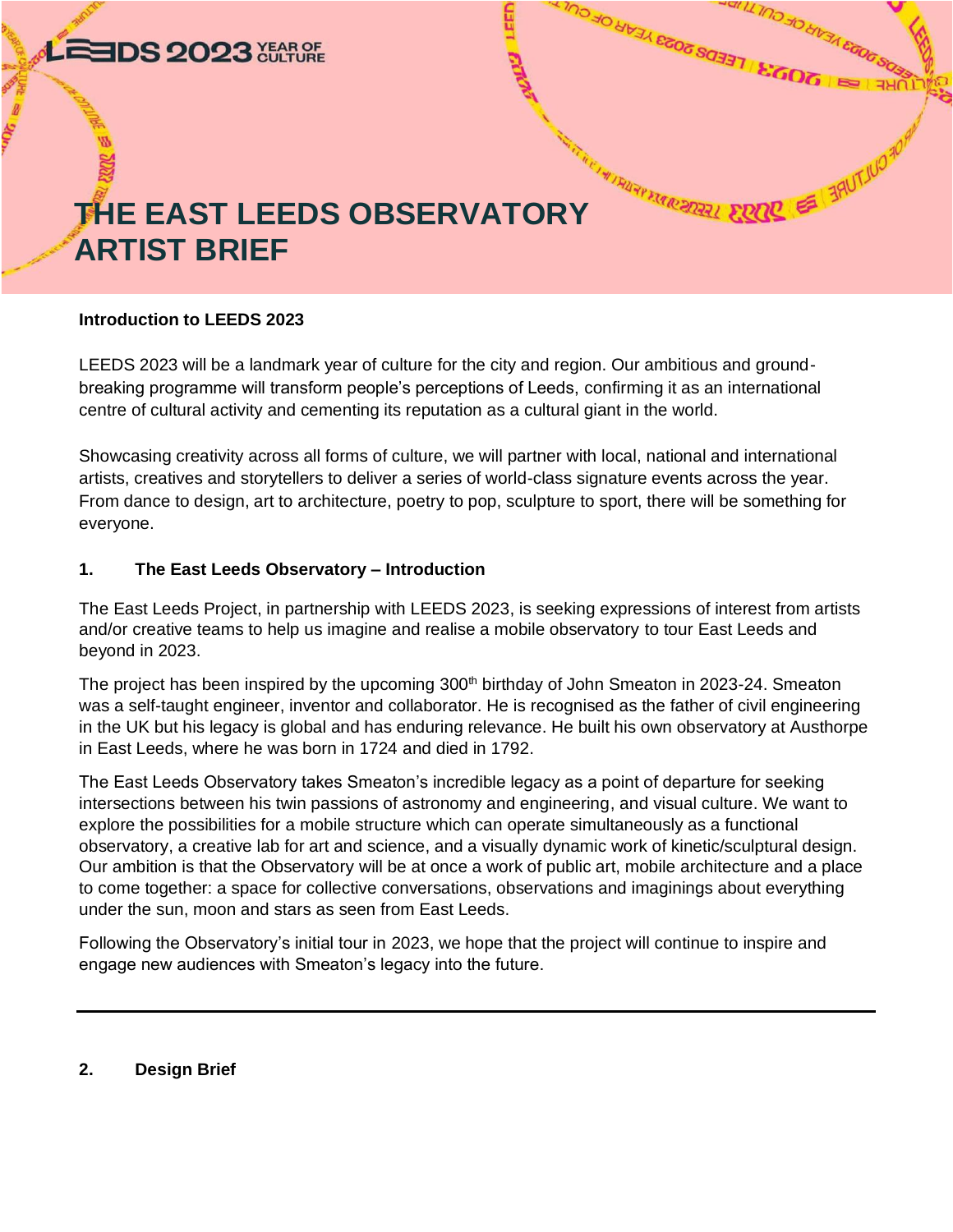# THE EAST LEEDS OBSERVATORY ARTIST BRIEF

**Introduction to LEEDS 2023**

LEEDS 2023 will be a landmark year of culture for the city and region. Our ambitious and ground-breaking programme will transform people's perceptions of Leeds, confirming it as an international centre of cultural activity and cementing its reputation as a cultural giant in the world.

Showcasing creativity across all forms of culture, we will partner with local, national and international artists, creatives and storytellers to deliver a series of world-class signature events across the year. From dance to design, art to architecture, poetry to pop, sculpture to sport, there will be something for everyone.

## 1. The East Leeds Observatory – Introduction

The East Leeds Project, in partnership with LEEDS 2023, is seeking expressions of interest from artists and/or creative teams to help us imagine and realise a mobile observatory to tour East Leeds and beyond in 2023.

The project has been inspired by the upcoming 300th birthday of John Smeaton in 2023-24. Smeaton was a self-taught engineer, inventor and collaborator. He is recognised as the father of civil engineering in the UK but his legacy is global and has enduring relevance. He built his own observatory at Austhorpe in East Leeds, where he was born in 1724 and died in 1792.

The East Leeds Observatory takes Smeaton's incredible legacy as a point of departure for seeking intersections between his twin passions of astronomy and engineering, and visual culture. We want to explore the possibilities for a mobile structure which can operate simultaneously as a functional observatory, a creative lab for art and science, and a visually dynamic work of kinetic/sculptural design. Our ambition is that the Observatory will be at once a work of public art, mobile architecture and a place to come together: a space for collective conversations, observations and imaginings about everything under the sun, moon and stars as seen from East Leeds.

Following the Observatory's initial tour in 2023, we hope that the project will continue to inspire and engage new audiences with Smeaton's legacy into the future.

---

## 2. Design Brief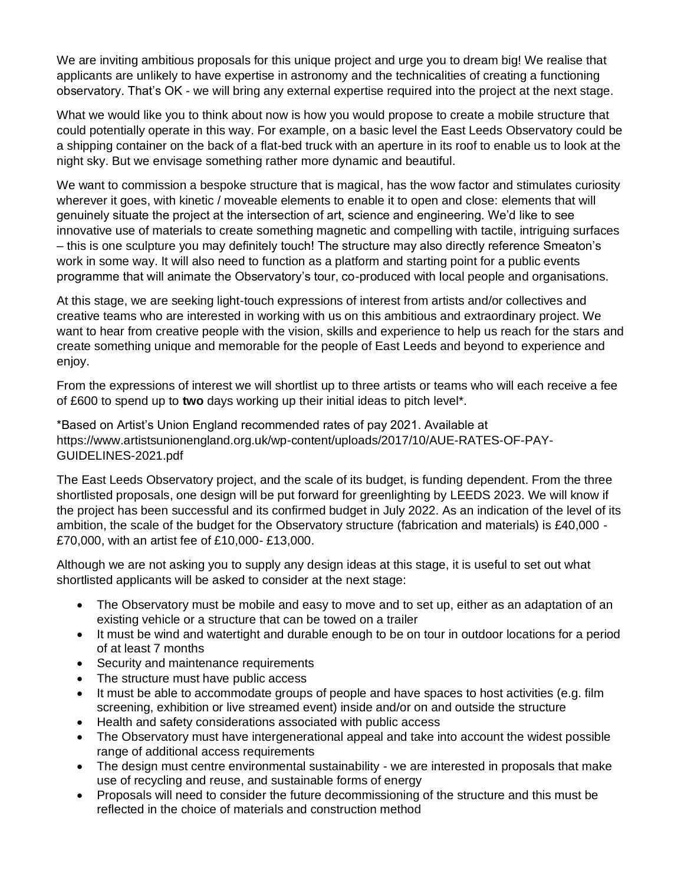We are inviting ambitious proposals for this unique project and urge you to dream big! We realise that applicants are unlikely to have expertise in astronomy and the technicalities of creating a functioning observatory. That's OK - we will bring any external expertise required into the project at the next stage.

What we would like you to think about now is how you would propose to create a mobile structure that could potentially operate in this way. For example, on a basic level the East Leeds Observatory could be a shipping container on the back of a flat-bed truck with an aperture in its roof to enable us to look at the night sky. But we envisage something rather more dynamic and beautiful.

We want to commission a bespoke structure that is magical, has the wow factor and stimulates curiosity wherever it goes, with kinetic / moveable elements to enable it to open and close: elements that will genuinely situate the project at the intersection of art, science and engineering. We'd like to see innovative use of materials to create something magnetic and compelling with tactile, intriguing surfaces – this is one sculpture you may definitely touch! The structure may also directly reference Smeaton's work in some way. It will also need to function as a platform and starting point for a public events programme that will animate the Observatory's tour, co-produced with local people and organisations.

At this stage, we are seeking light-touch expressions of interest from artists and/or collectives and creative teams who are interested in working with us on this ambitious and extraordinary project. We want to hear from creative people with the vision, skills and experience to help us reach for the stars and create something unique and memorable for the people of East Leeds and beyond to experience and enjoy.

From the expressions of interest we will shortlist up to three artists or teams who will each receive a fee of £600 to spend up to **two** days working up their initial ideas to pitch level*.

*Based on Artist's Union England recommended rates of pay 2021. Available at https://www.artistsunionengland.org.uk/wp-content/uploads/2017/10/AUE-RATES-OF-PAY-GUIDELINES-2021.pdf

The East Leeds Observatory project, and the scale of its budget, is funding dependent. From the three shortlisted proposals, one design will be put forward for greenlighting by LEEDS 2023. We will know if the project has been successful and its confirmed budget in July 2022. As an indication of the level of its ambition, the scale of the budget for the Observatory structure (fabrication and materials) is £40,000 - £70,000, with an artist fee of £10,000- £13,000.

Although we are not asking you to supply any design ideas at this stage, it is useful to set out what shortlisted applicants will be asked to consider at the next stage:

- The Observatory must be mobile and easy to move and to set up, either as an adaptation of an existing vehicle or a structure that can be towed on a trailer
- It must be wind and watertight and durable enough to be on tour in outdoor locations for a period of at least 7 months
- Security and maintenance requirements
- The structure must have public access
- It must be able to accommodate groups of people and have spaces to host activities (e.g. film screening, exhibition or live streamed event) inside and/or on and outside the structure
- Health and safety considerations associated with public access
- The Observatory must have intergenerational appeal and take into account the widest possible range of additional access requirements
- The design must centre environmental sustainability - we are interested in proposals that make use of recycling and reuse, and sustainable forms of energy
- Proposals will need to consider the future decommissioning of the structure and this must be reflected in the choice of materials and construction method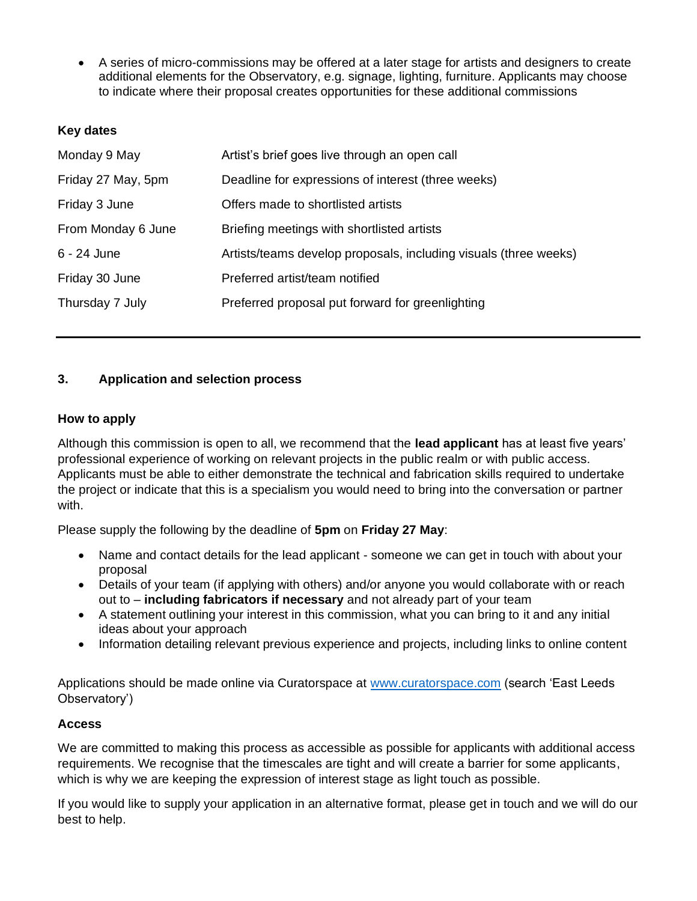- A series of micro-commissions may be offered at a later stage for artists and designers to create additional elements for the Observatory, e.g. signage, lighting, furniture. Applicants may choose to indicate where their proposal creates opportunities for these additional commissions

**Key dates**

| | |
|---|---|
| Monday 9 May | Artist's brief goes live through an open call |
| Friday 27 May, 5pm | Deadline for expressions of interest (three weeks) |
| Friday 3 June | Offers made to shortlisted artists |
| From Monday 6 June | Briefing meetings with shortlisted artists |
| 6 - 24 June | Artists/teams develop proposals, including visuals (three weeks) |
| Friday 30 June | Preferred artist/team notified |
| Thursday 7 July | Preferred proposal put forward for greenlighting |

---

## 3. Application and selection process

**How to apply**

Although this commission is open to all, we recommend that the **lead applicant** has at least five years' professional experience of working on relevant projects in the public realm or with public access. Applicants must be able to either demonstrate the technical and fabrication skills required to undertake the project or indicate that this is a specialism you would need to bring into the conversation or partner with.

Please supply the following by the deadline of **5pm** on **Friday 27 May**:

- Name and contact details for the lead applicant - someone we can get in touch with about your proposal
- Details of your team (if applying with others) and/or anyone you would collaborate with or reach out to – **including fabricators if necessary** and not already part of your team
- A statement outlining your interest in this commission, what you can bring to it and any initial ideas about your approach
- Information detailing relevant previous experience and projects, including links to online content

Applications should be made online via Curatorspace at [www.curatorspace.com](http://www.curatorspace.com) (search 'East Leeds Observatory')

**Access**

We are committed to making this process as accessible as possible for applicants with additional access requirements. We recognise that the timescales are tight and will create a barrier for some applicants, which is why we are keeping the expression of interest stage as light touch as possible.

If you would like to supply your application in an alternative format, please get in touch and we will do our best to help.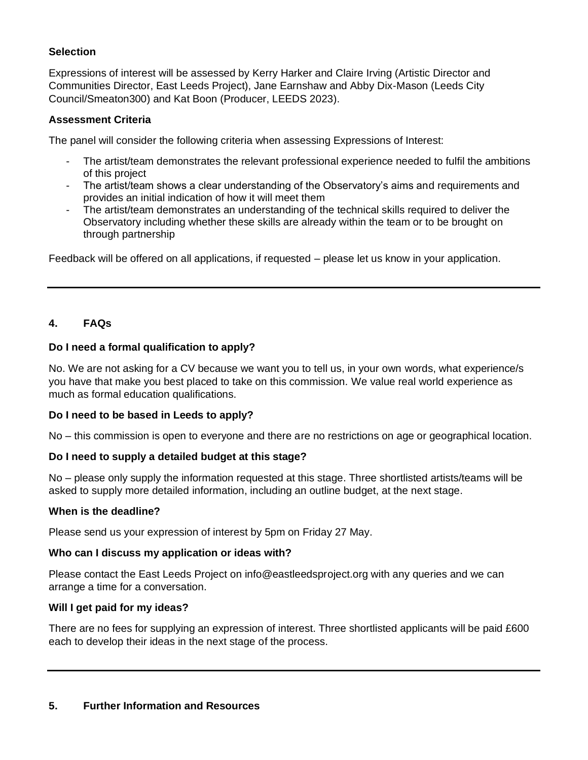### Selection

Expressions of interest will be assessed by Kerry Harker and Claire Irving (Artistic Director and Communities Director, East Leeds Project), Jane Earnshaw and Abby Dix-Mason (Leeds City Council/Smeaton300) and Kat Boon (Producer, LEEDS 2023).

### Assessment Criteria

The panel will consider the following criteria when assessing Expressions of Interest:

- The artist/team demonstrates the relevant professional experience needed to fulfil the ambitions of this project
- The artist/team shows a clear understanding of the Observatory's aims and requirements and provides an initial indication of how it will meet them
- The artist/team demonstrates an understanding of the technical skills required to deliver the Observatory including whether these skills are already within the team or to be brought on through partnership

Feedback will be offered on all applications, if requested – please let us know in your application.

---

## 4. FAQs

**Do I need a formal qualification to apply?**

No. We are not asking for a CV because we want you to tell us, in your own words, what experience/s you have that make you best placed to take on this commission. We value real world experience as much as formal education qualifications.

**Do I need to be based in Leeds to apply?**

No – this commission is open to everyone and there are no restrictions on age or geographical location.

**Do I need to supply a detailed budget at this stage?**

No – please only supply the information requested at this stage. Three shortlisted artists/teams will be asked to supply more detailed information, including an outline budget, at the next stage.

**When is the deadline?**

Please send us your expression of interest by 5pm on Friday 27 May.

**Who can I discuss my application or ideas with?**

Please contact the East Leeds Project on info@eastleedsproject.org with any queries and we can arrange a time for a conversation.

**Will I get paid for my ideas?**

There are no fees for supplying an expression of interest. Three shortlisted applicants will be paid £600 each to develop their ideas in the next stage of the process.

---

## 5. Further Information and Resources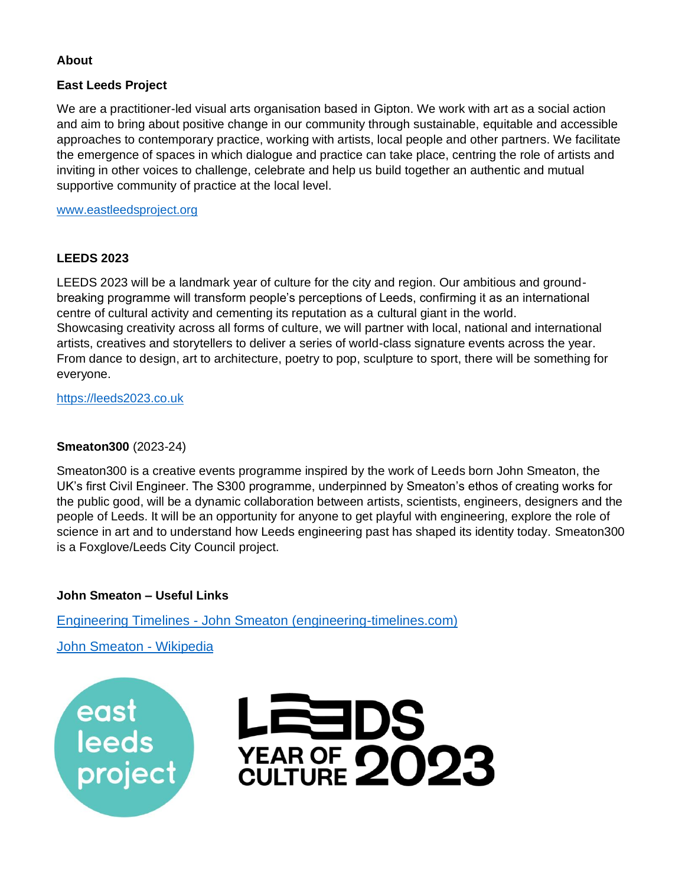**About**

**East Leeds Project**

We are a practitioner-led visual arts organisation based in Gipton. We work with art as a social action and aim to bring about positive change in our community through sustainable, equitable and accessible approaches to contemporary practice, working with artists, local people and other partners. We facilitate the emergence of spaces in which dialogue and practice can take place, centring the role of artists and inviting in other voices to challenge, celebrate and help us build together an authentic and mutual supportive community of practice at the local level.

[www.eastleedsproject.org](www.eastleedsproject.org)

**LEEDS 2023**

LEEDS 2023 will be a landmark year of culture for the city and region. Our ambitious and ground-breaking programme will transform people's perceptions of Leeds, confirming it as an international centre of cultural activity and cementing its reputation as a cultural giant in the world.
Showcasing creativity across all forms of culture, we will partner with local, national and international artists, creatives and storytellers to deliver a series of world-class signature events across the year. From dance to design, art to architecture, poetry to pop, sculpture to sport, there will be something for everyone.

[https://leeds2023.co.uk](https://leeds2023.co.uk)

**Smeaton300** (2023-24)

Smeaton300 is a creative events programme inspired by the work of Leeds born John Smeaton, the UK's first Civil Engineer. The S300 programme, underpinned by Smeaton's ethos of creating works for the public good, will be a dynamic collaboration between artists, scientists, engineers, designers and the people of Leeds. It will be an opportunity for anyone to get playful with engineering, explore the role of science in art and to understand how Leeds engineering past has shaped its identity today. Smeaton300 is a Foxglove/Leeds City Council project.

**John Smeaton – Useful Links**

Engineering Timelines - John Smeaton (engineering-timelines.com)

John Smeaton - Wikipedia

east leeds project

LEEDS YEAR OF CULTURE 2023